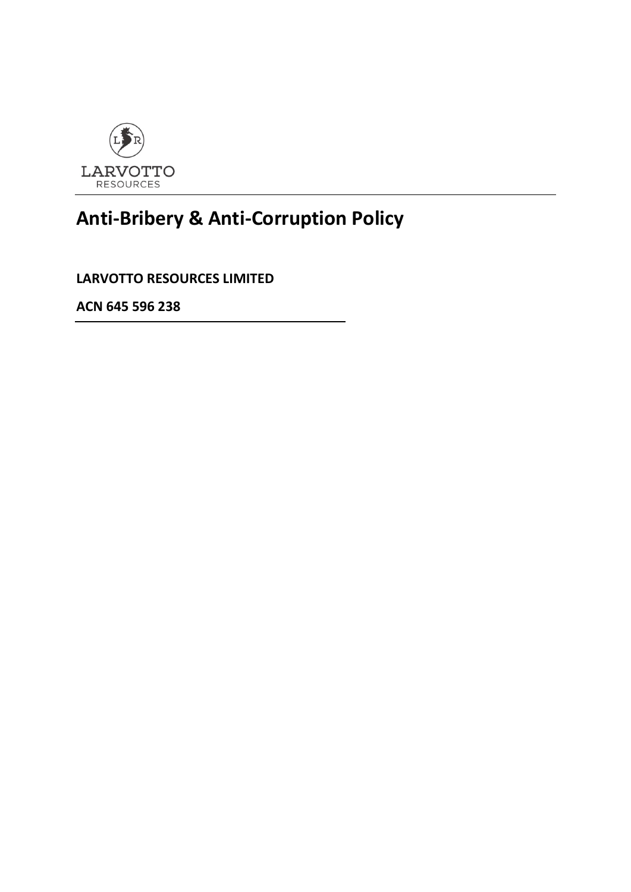LARVOTTO
RESOURCES

# Anti-Bribery & Anti-Corruption Policy

**LARVOTTO RESOURCES LIMITED**

**ACN 645 596 238**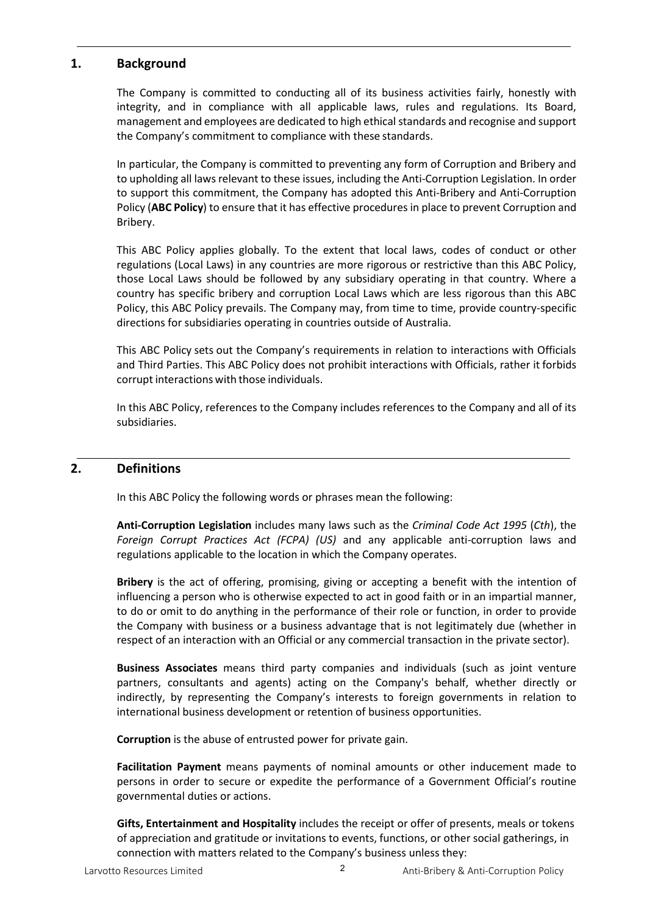## 1. Background

The Company is committed to conducting all of its business activities fairly, honestly with integrity, and in compliance with all applicable laws, rules and regulations. Its Board, management and employees are dedicated to high ethical standards and recognise and support the Company's commitment to compliance with these standards.

In particular, the Company is committed to preventing any form of Corruption and Bribery and to upholding all laws relevant to these issues, including the Anti-Corruption Legislation. In order to support this commitment, the Company has adopted this Anti-Bribery and Anti-Corruption Policy (**ABC Policy**) to ensure that it has effective procedures in place to prevent Corruption and Bribery.

This ABC Policy applies globally. To the extent that local laws, codes of conduct or other regulations (Local Laws) in any countries are more rigorous or restrictive than this ABC Policy, those Local Laws should be followed by any subsidiary operating in that country. Where a country has specific bribery and corruption Local Laws which are less rigorous than this ABC Policy, this ABC Policy prevails. The Company may, from time to time, provide country-specific directions for subsidiaries operating in countries outside of Australia.

This ABC Policy sets out the Company's requirements in relation to interactions with Officials and Third Parties. This ABC Policy does not prohibit interactions with Officials, rather it forbids corrupt interactions with those individuals.

In this ABC Policy, references to the Company includes references to the Company and all of its subsidiaries.

## 2. Definitions

In this ABC Policy the following words or phrases mean the following:

**Anti-Corruption Legislation** includes many laws such as the *Criminal Code Act 1995* (*Cth*), the *Foreign Corrupt Practices Act (FCPA) (US)* and any applicable anti-corruption laws and regulations applicable to the location in which the Company operates.

**Bribery** is the act of offering, promising, giving or accepting a benefit with the intention of influencing a person who is otherwise expected to act in good faith or in an impartial manner, to do or omit to do anything in the performance of their role or function, in order to provide the Company with business or a business advantage that is not legitimately due (whether in respect of an interaction with an Official or any commercial transaction in the private sector).

**Business Associates** means third party companies and individuals (such as joint venture partners, consultants and agents) acting on the Company's behalf, whether directly or indirectly, by representing the Company's interests to foreign governments in relation to international business development or retention of business opportunities.

**Corruption** is the abuse of entrusted power for private gain.

**Facilitation Payment** means payments of nominal amounts or other inducement made to persons in order to secure or expedite the performance of a Government Official's routine governmental duties or actions.

**Gifts, Entertainment and Hospitality** includes the receipt or offer of presents, meals or tokens of appreciation and gratitude or invitations to events, functions, or other social gatherings, in connection with matters related to the Company's business unless they: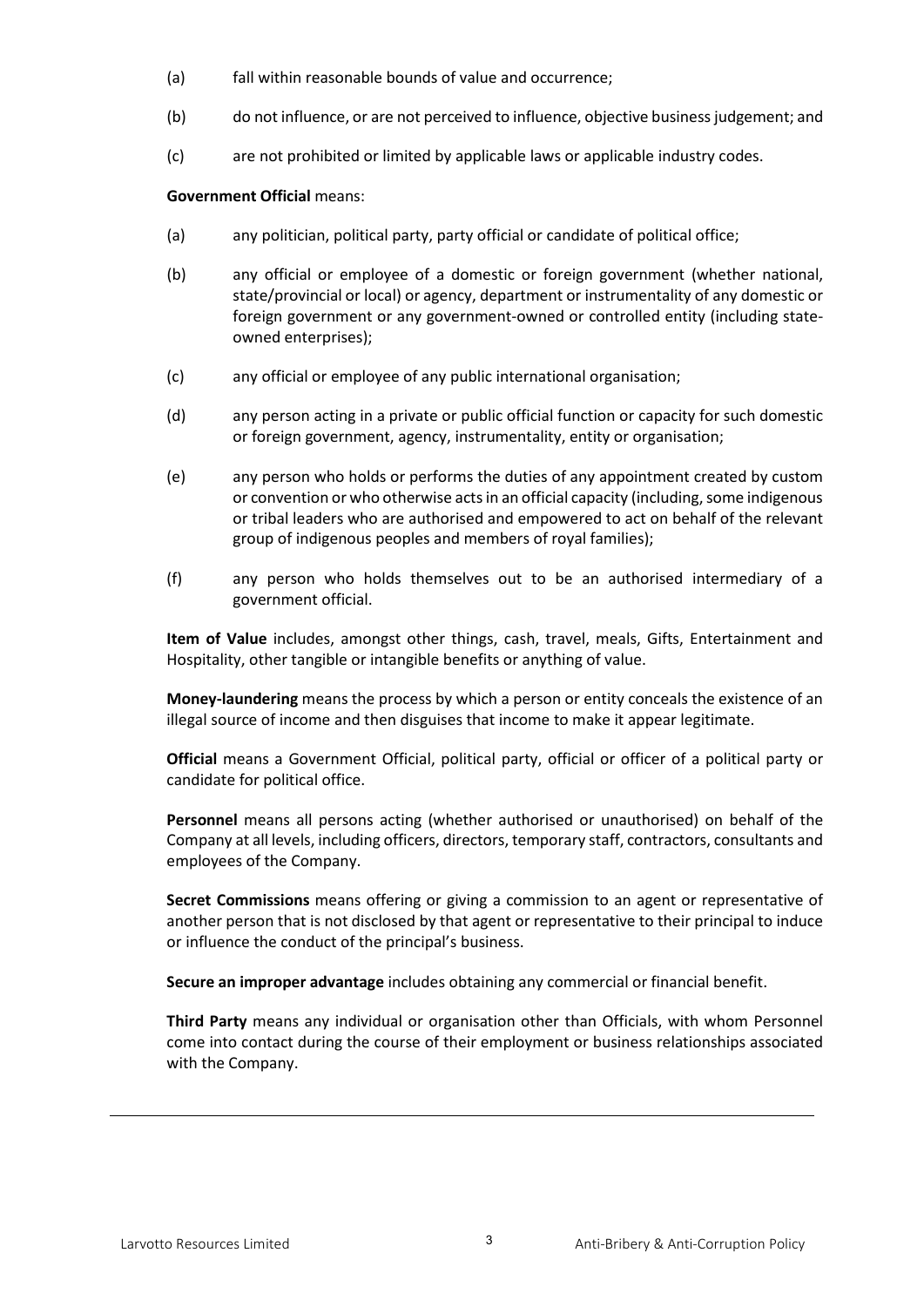(a) fall within reasonable bounds of value and occurrence;

(b) do not influence, or are not perceived to influence, objective business judgement; and

(c) are not prohibited or limited by applicable laws or applicable industry codes.

**Government Official** means:

(a) any politician, political party, party official or candidate of political office;

(b) any official or employee of a domestic or foreign government (whether national, state/provincial or local) or agency, department or instrumentality of any domestic or foreign government or any government-owned or controlled entity (including state-owned enterprises);

(c) any official or employee of any public international organisation;

(d) any person acting in a private or public official function or capacity for such domestic or foreign government, agency, instrumentality, entity or organisation;

(e) any person who holds or performs the duties of any appointment created by custom or convention or who otherwise acts in an official capacity (including, some indigenous or tribal leaders who are authorised and empowered to act on behalf of the relevant group of indigenous peoples and members of royal families);

(f) any person who holds themselves out to be an authorised intermediary of a government official.

**Item of Value** includes, amongst other things, cash, travel, meals, Gifts, Entertainment and Hospitality, other tangible or intangible benefits or anything of value.

**Money-laundering** means the process by which a person or entity conceals the existence of an illegal source of income and then disguises that income to make it appear legitimate.

**Official** means a Government Official, political party, official or officer of a political party or candidate for political office.

**Personnel** means all persons acting (whether authorised or unauthorised) on behalf of the Company at all levels, including officers, directors, temporary staff, contractors, consultants and employees of the Company.

**Secret Commissions** means offering or giving a commission to an agent or representative of another person that is not disclosed by that agent or representative to their principal to induce or influence the conduct of the principal's business.

**Secure an improper advantage** includes obtaining any commercial or financial benefit.

**Third Party** means any individual or organisation other than Officials, with whom Personnel come into contact during the course of their employment or business relationships associated with the Company.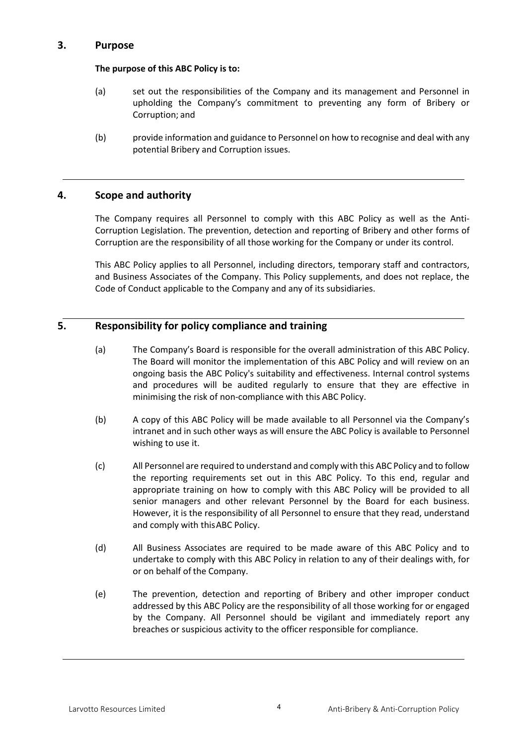## 3. Purpose

**The purpose of this ABC Policy is to:**

(a) set out the responsibilities of the Company and its management and Personnel in upholding the Company's commitment to preventing any form of Bribery or Corruption; and

(b) provide information and guidance to Personnel on how to recognise and deal with any potential Bribery and Corruption issues.

## 4. Scope and authority

The Company requires all Personnel to comply with this ABC Policy as well as the Anti-Corruption Legislation. The prevention, detection and reporting of Bribery and other forms of Corruption are the responsibility of all those working for the Company or under its control.

This ABC Policy applies to all Personnel, including directors, temporary staff and contractors, and Business Associates of the Company. This Policy supplements, and does not replace, the Code of Conduct applicable to the Company and any of its subsidiaries.

## 5. Responsibility for policy compliance and training

(a) The Company's Board is responsible for the overall administration of this ABC Policy. The Board will monitor the implementation of this ABC Policy and will review on an ongoing basis the ABC Policy's suitability and effectiveness. Internal control systems and procedures will be audited regularly to ensure that they are effective in minimising the risk of non-compliance with this ABC Policy.

(b) A copy of this ABC Policy will be made available to all Personnel via the Company's intranet and in such other ways as will ensure the ABC Policy is available to Personnel wishing to use it.

(c) All Personnel are required to understand and comply with this ABC Policy and to follow the reporting requirements set out in this ABC Policy. To this end, regular and appropriate training on how to comply with this ABC Policy will be provided to all senior managers and other relevant Personnel by the Board for each business. However, it is the responsibility of all Personnel to ensure that they read, understand and comply with this ABC Policy.

(d) All Business Associates are required to be made aware of this ABC Policy and to undertake to comply with this ABC Policy in relation to any of their dealings with, for or on behalf of the Company.

(e) The prevention, detection and reporting of Bribery and other improper conduct addressed by this ABC Policy are the responsibility of all those working for or engaged by the Company. All Personnel should be vigilant and immediately report any breaches or suspicious activity to the officer responsible for compliance.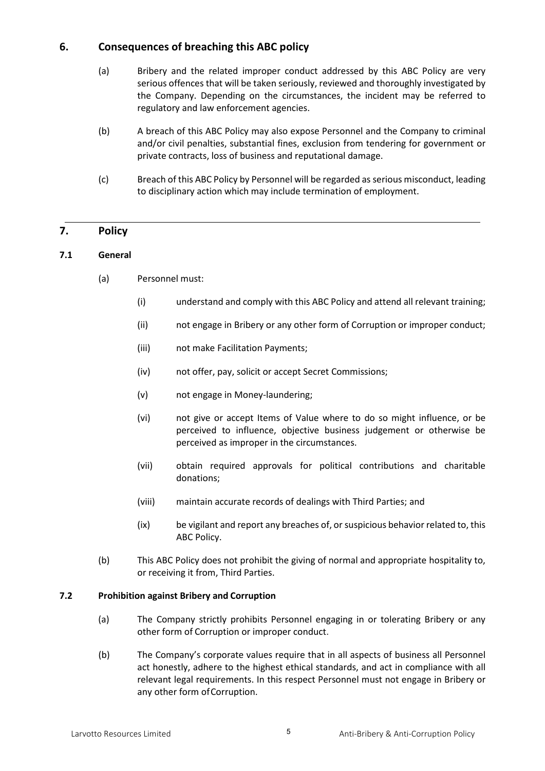## 6. Consequences of breaching this ABC policy

(a) Bribery and the related improper conduct addressed by this ABC Policy are very serious offences that will be taken seriously, reviewed and thoroughly investigated by the Company. Depending on the circumstances, the incident may be referred to regulatory and law enforcement agencies.

(b) A breach of this ABC Policy may also expose Personnel and the Company to criminal and/or civil penalties, substantial fines, exclusion from tendering for government or private contracts, loss of business and reputational damage.

(c) Breach of this ABC Policy by Personnel will be regarded as serious misconduct, leading to disciplinary action which may include termination of employment.

## 7. Policy

### 7.1 General

(a) Personnel must:

(i) understand and comply with this ABC Policy and attend all relevant training;

(ii) not engage in Bribery or any other form of Corruption or improper conduct;

(iii) not make Facilitation Payments;

(iv) not offer, pay, solicit or accept Secret Commissions;

(v) not engage in Money-laundering;

(vi) not give or accept Items of Value where to do so might influence, or be perceived to influence, objective business judgement or otherwise be perceived as improper in the circumstances.

(vii) obtain required approvals for political contributions and charitable donations;

(viii) maintain accurate records of dealings with Third Parties; and

(ix) be vigilant and report any breaches of, or suspicious behavior related to, this ABC Policy.

(b) This ABC Policy does not prohibit the giving of normal and appropriate hospitality to, or receiving it from, Third Parties.

### 7.2 Prohibition against Bribery and Corruption

(a) The Company strictly prohibits Personnel engaging in or tolerating Bribery or any other form of Corruption or improper conduct.

(b) The Company's corporate values require that in all aspects of business all Personnel act honestly, adhere to the highest ethical standards, and act in compliance with all relevant legal requirements. In this respect Personnel must not engage in Bribery or any other form of Corruption.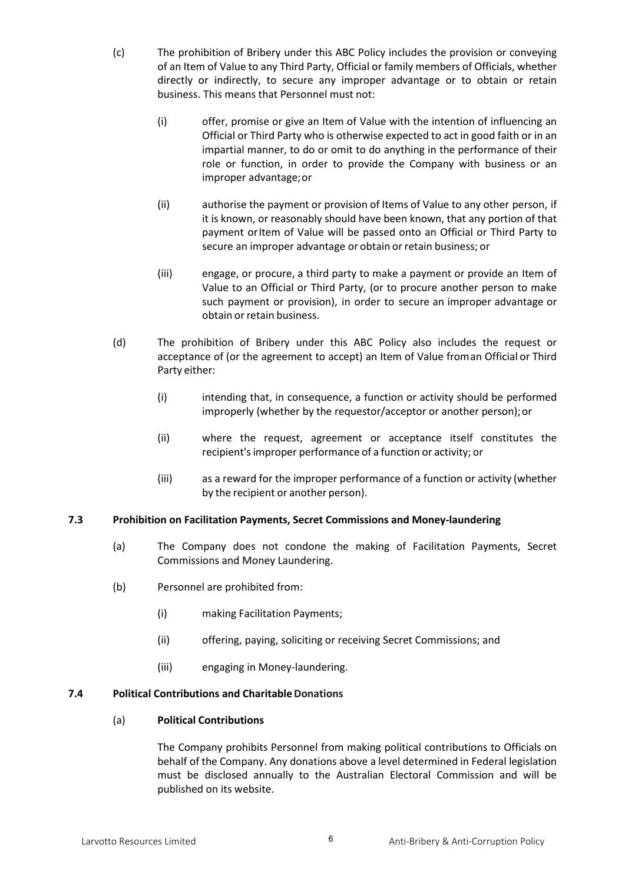(c) The prohibition of Bribery under this ABC Policy includes the provision or conveying of an Item of Value to any Third Party, Official or family members of Officials, whether directly or indirectly, to secure any improper advantage or to obtain or retain business. This means that Personnel must not:

   (i) offer, promise or give an Item of Value with the intention of influencing an Official or Third Party who is otherwise expected to act in good faith or in an impartial manner, to do or omit to do anything in the performance of their role or function, in order to provide the Company with business or an improper advantage; or

   (ii) authorise the payment or provision of Items of Value to any other person, if it is known, or reasonably should have been known, that any portion of that payment or Item of Value will be passed onto an Official or Third Party to secure an improper advantage or obtain or retain business; or

   (iii) engage, or procure, a third party to make a payment or provide an Item of Value to an Official or Third Party, (or to procure another person to make such payment or provision), in order to secure an improper advantage or obtain or retain business.

(d) The prohibition of Bribery under this ABC Policy also includes the request or acceptance of (or the agreement to accept) an Item of Value from an Official or Third Party either:

   (i) intending that, in consequence, a function or activity should be performed improperly (whether by the requestor/acceptor or another person); or

   (ii) where the request, agreement or acceptance itself constitutes the recipient's improper performance of a function or activity; or

   (iii) as a reward for the improper performance of a function or activity (whether by the recipient or another person).

### 7.3 Prohibition on Facilitation Payments, Secret Commissions and Money-laundering

(a) The Company does not condone the making of Facilitation Payments, Secret Commissions and Money Laundering.

(b) Personnel are prohibited from:

   (i) making Facilitation Payments;

   (ii) offering, paying, soliciting or receiving Secret Commissions; and

   (iii) engaging in Money-laundering.

### 7.4 Political Contributions and Charitable Donations

(a) **Political Contributions**

The Company prohibits Personnel from making political contributions to Officials on behalf of the Company. Any donations above a level determined in Federal legislation must be disclosed annually to the Australian Electoral Commission and will be published on its website.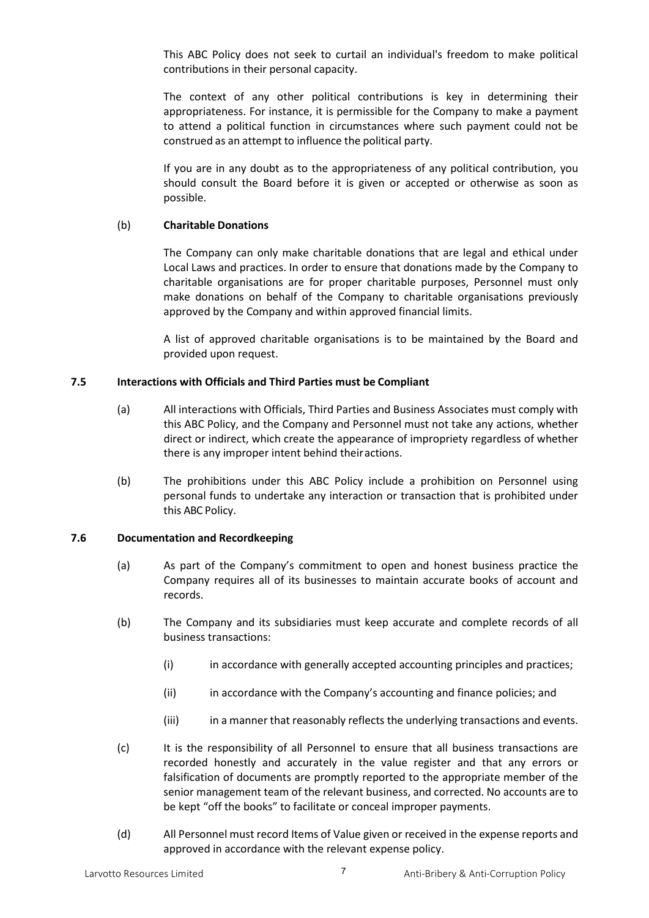This ABC Policy does not seek to curtail an individual's freedom to make political contributions in their personal capacity.

The context of any other political contributions is key in determining their appropriateness. For instance, it is permissible for the Company to make a payment to attend a political function in circumstances where such payment could not be construed as an attempt to influence the political party.

If you are in any doubt as to the appropriateness of any political contribution, you should consult the Board before it is given or accepted or otherwise as soon as possible.

(b) **Charitable Donations**

The Company can only make charitable donations that are legal and ethical under Local Laws and practices. In order to ensure that donations made by the Company to charitable organisations are for proper charitable purposes, Personnel must only make donations on behalf of the Company to charitable organisations previously approved by the Company and within approved financial limits.

A list of approved charitable organisations is to be maintained by the Board and provided upon request.

### 7.5 Interactions with Officials and Third Parties must be Compliant

(a) All interactions with Officials, Third Parties and Business Associates must comply with this ABC Policy, and the Company and Personnel must not take any actions, whether direct or indirect, which create the appearance of impropriety regardless of whether there is any improper intent behind their actions.

(b) The prohibitions under this ABC Policy include a prohibition on Personnel using personal funds to undertake any interaction or transaction that is prohibited under this ABC Policy.

### 7.6 Documentation and Recordkeeping

(a) As part of the Company's commitment to open and honest business practice the Company requires all of its businesses to maintain accurate books of account and records.

(b) The Company and its subsidiaries must keep accurate and complete records of all business transactions:

(i) in accordance with generally accepted accounting principles and practices;

(ii) in accordance with the Company's accounting and finance policies; and

(iii) in a manner that reasonably reflects the underlying transactions and events.

(c) It is the responsibility of all Personnel to ensure that all business transactions are recorded honestly and accurately in the value register and that any errors or falsification of documents are promptly reported to the appropriate member of the senior management team of the relevant business, and corrected. No accounts are to be kept "off the books" to facilitate or conceal improper payments.

(d) All Personnel must record Items of Value given or received in the expense reports and approved in accordance with the relevant expense policy.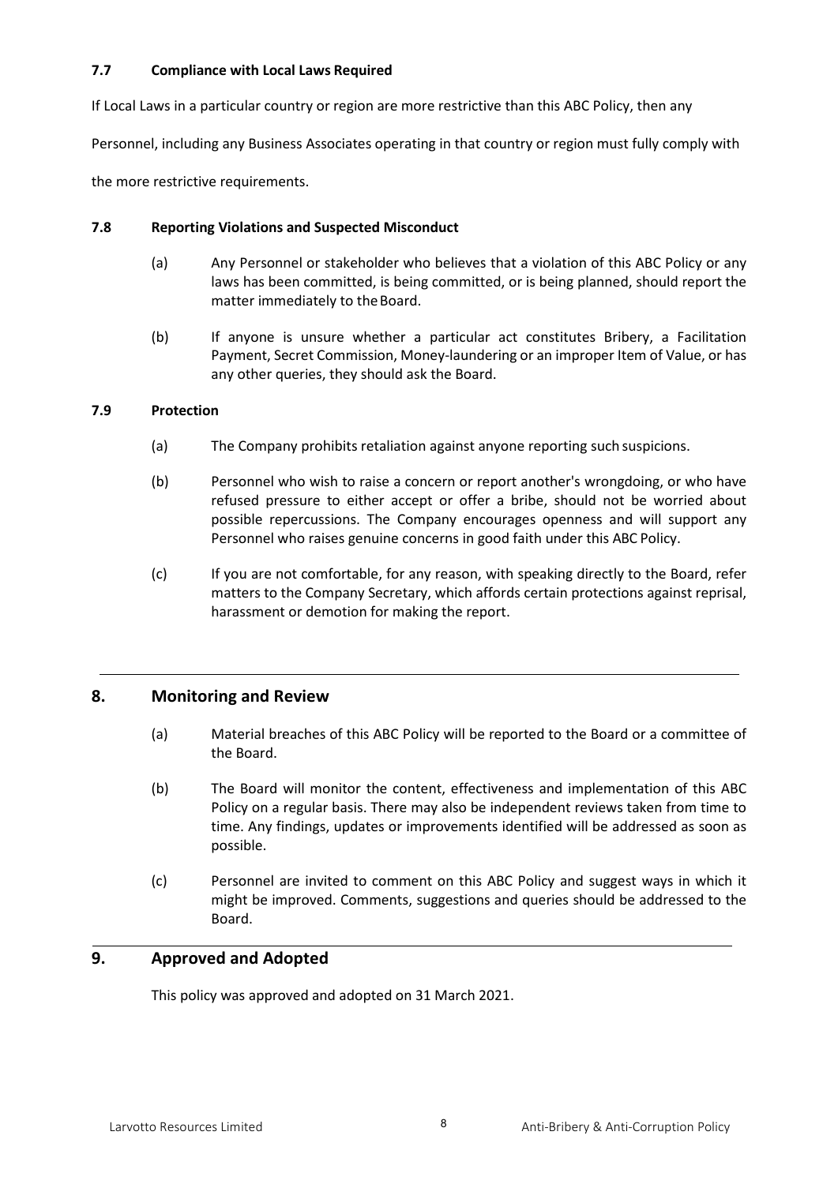### 7.7 Compliance with Local Laws Required

If Local Laws in a particular country or region are more restrictive than this ABC Policy, then any Personnel, including any Business Associates operating in that country or region must fully comply with the more restrictive requirements.

### 7.8 Reporting Violations and Suspected Misconduct

(a) Any Personnel or stakeholder who believes that a violation of this ABC Policy or any laws has been committed, is being committed, or is being planned, should report the matter immediately to the Board.

(b) If anyone is unsure whether a particular act constitutes Bribery, a Facilitation Payment, Secret Commission, Money-laundering or an improper Item of Value, or has any other queries, they should ask the Board.

### 7.9 Protection

(a) The Company prohibits retaliation against anyone reporting such suspicions.

(b) Personnel who wish to raise a concern or report another's wrongdoing, or who have refused pressure to either accept or offer a bribe, should not be worried about possible repercussions. The Company encourages openness and will support any Personnel who raises genuine concerns in good faith under this ABC Policy.

(c) If you are not comfortable, for any reason, with speaking directly to the Board, refer matters to the Company Secretary, which affords certain protections against reprisal, harassment or demotion for making the report.

## 8. Monitoring and Review

(a) Material breaches of this ABC Policy will be reported to the Board or a committee of the Board.

(b) The Board will monitor the content, effectiveness and implementation of this ABC Policy on a regular basis. There may also be independent reviews taken from time to time. Any findings, updates or improvements identified will be addressed as soon as possible.

(c) Personnel are invited to comment on this ABC Policy and suggest ways in which it might be improved. Comments, suggestions and queries should be addressed to the Board.

## 9. Approved and Adopted

This policy was approved and adopted on 31 March 2021.